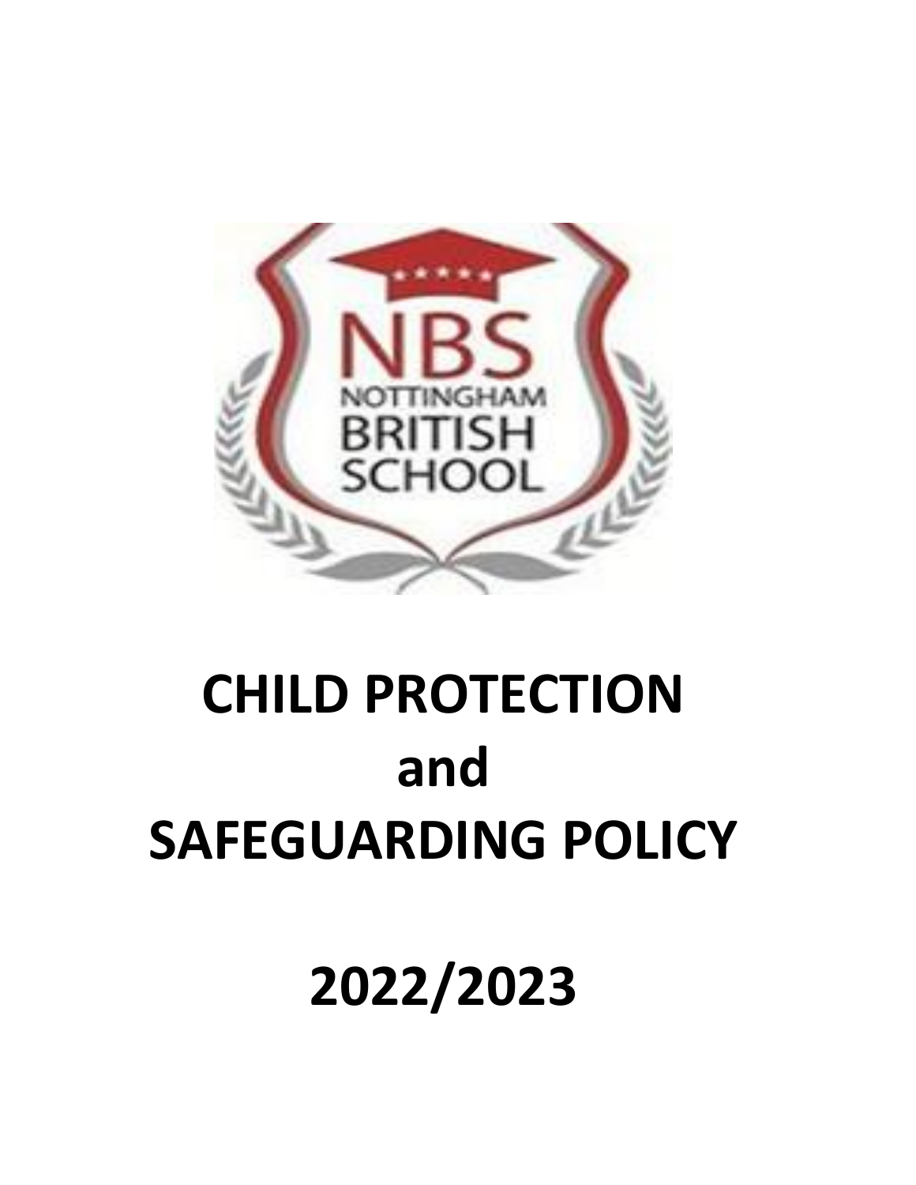# CHILD PROTECTION and SAFEGUARDING POLICY

# 2022/2023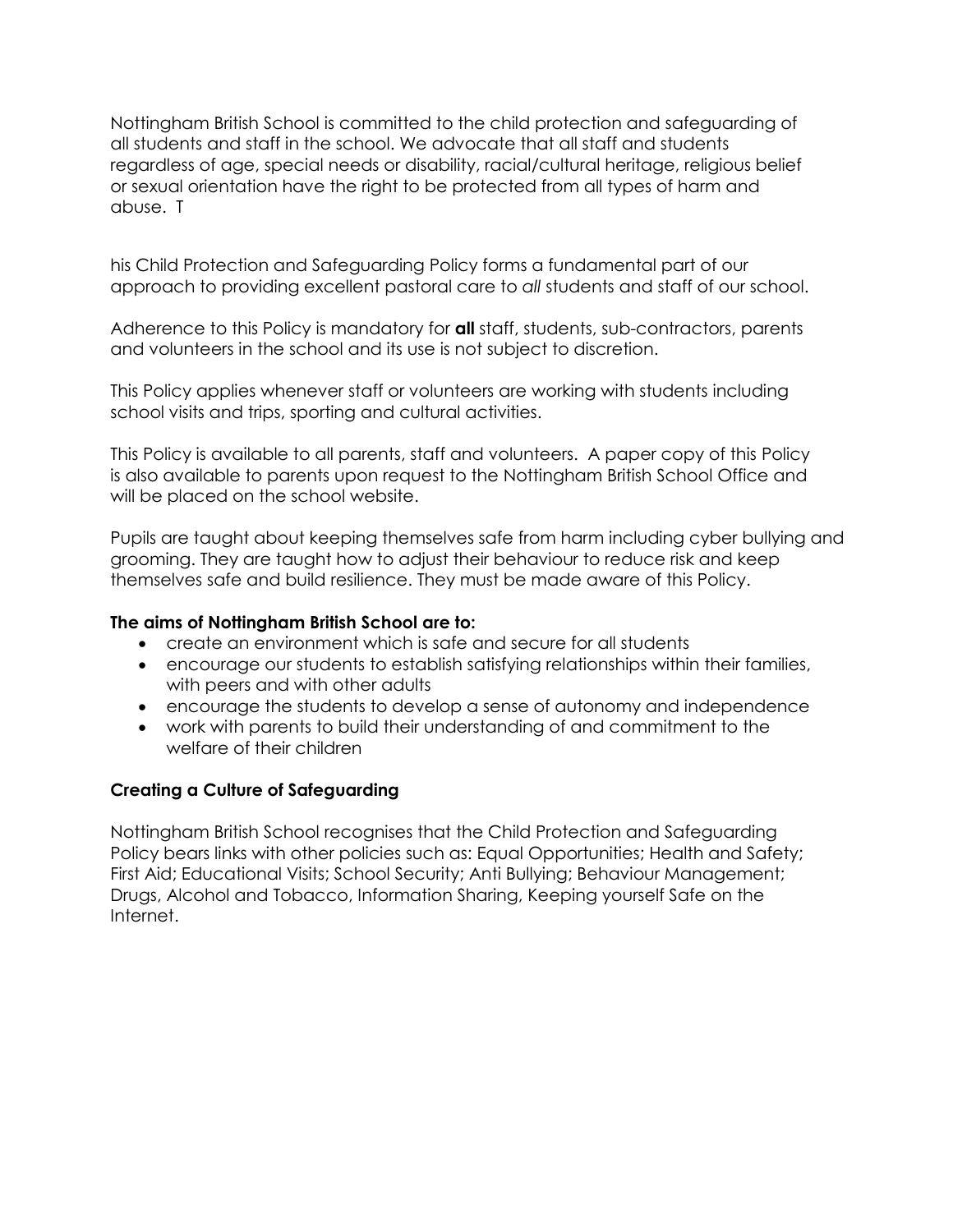Nottingham British School is committed to the child protection and safeguarding of all students and staff in the school. We advocate that all staff and students regardless of age, special needs or disability, racial/cultural heritage, religious belief or sexual orientation have the right to be protected from all types of harm and abuse. T

his Child Protection and Safeguarding Policy forms a fundamental part of our approach to providing excellent pastoral care to *all* students and staff of our school.

Adherence to this Policy is mandatory for **all** staff, students, sub-contractors, parents and volunteers in the school and its use is not subject to discretion.

This Policy applies whenever staff or volunteers are working with students including school visits and trips, sporting and cultural activities.

This Policy is available to all parents, staff and volunteers. A paper copy of this Policy is also available to parents upon request to the Nottingham British School Office and will be placed on the school website.

Pupils are taught about keeping themselves safe from harm including cyber bullying and grooming. They are taught how to adjust their behaviour to reduce risk and keep themselves safe and build resilience. They must be made aware of this Policy.

**The aims of Nottingham British School are to:**

- create an environment which is safe and secure for all students
- encourage our students to establish satisfying relationships within their families, with peers and with other adults
- encourage the students to develop a sense of autonomy and independence
- work with parents to build their understanding of and commitment to the welfare of their children

**Creating a Culture of Safeguarding**

Nottingham British School recognises that the Child Protection and Safeguarding Policy bears links with other policies such as: Equal Opportunities; Health and Safety; First Aid; Educational Visits; School Security; Anti Bullying; Behaviour Management; Drugs, Alcohol and Tobacco, Information Sharing, Keeping yourself Safe on the Internet.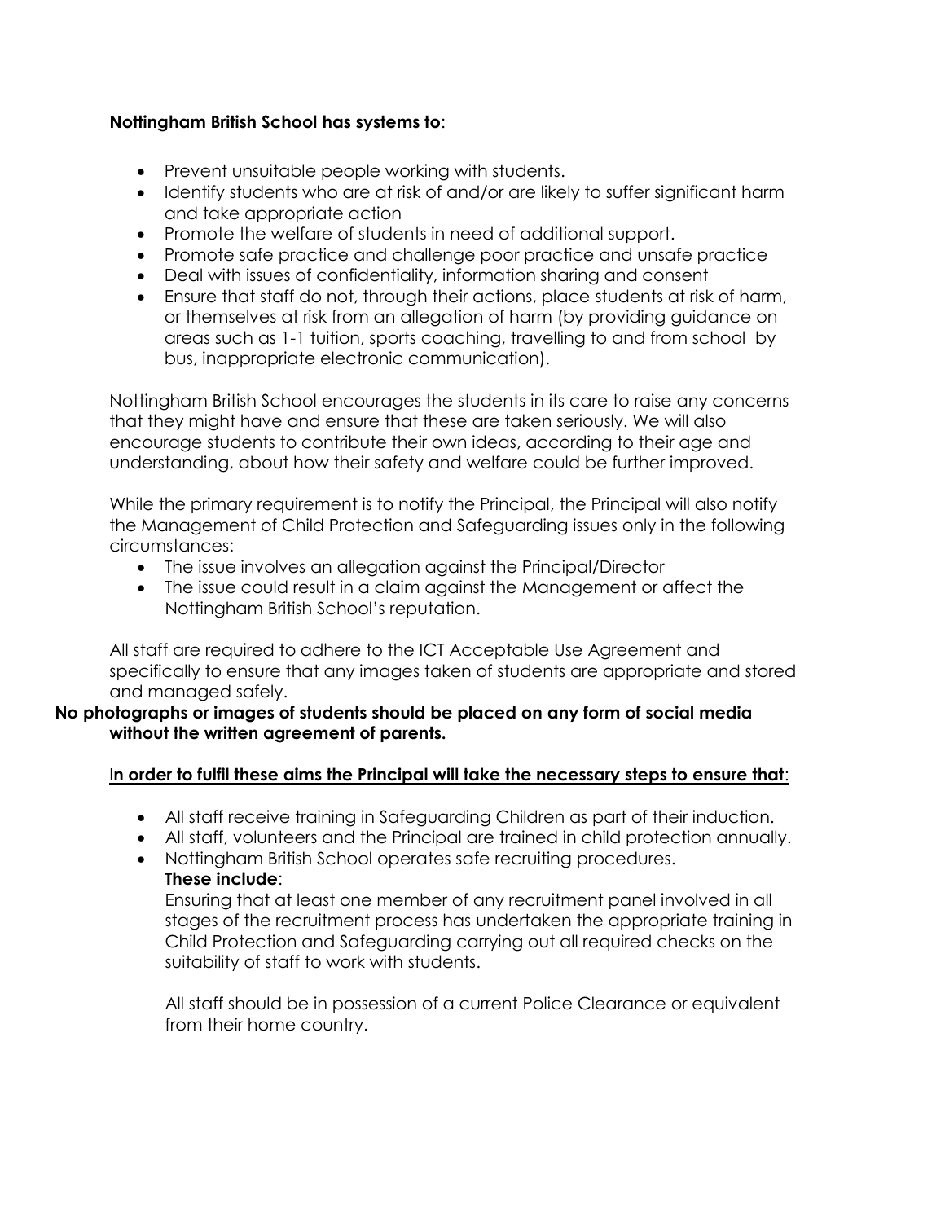**Nottingham British School has systems to**:

- Prevent unsuitable people working with students.
- Identify students who are at risk of and/or are likely to suffer significant harm and take appropriate action
- Promote the welfare of students in need of additional support.
- Promote safe practice and challenge poor practice and unsafe practice
- Deal with issues of confidentiality, information sharing and consent
- Ensure that staff do not, through their actions, place students at risk of harm, or themselves at risk from an allegation of harm (by providing guidance on areas such as 1-1 tuition, sports coaching, travelling to and from school by bus, inappropriate electronic communication).

Nottingham British School encourages the students in its care to raise any concerns that they might have and ensure that these are taken seriously. We will also encourage students to contribute their own ideas, according to their age and understanding, about how their safety and welfare could be further improved.

While the primary requirement is to notify the Principal, the Principal will also notify the Management of Child Protection and Safeguarding issues only in the following circumstances:

- The issue involves an allegation against the Principal/Director
- The issue could result in a claim against the Management or affect the Nottingham British School's reputation.

All staff are required to adhere to the ICT Acceptable Use Agreement and specifically to ensure that any images taken of students are appropriate and stored and managed safely.

**No photographs or images of students should be placed on any form of social media without the written agreement of parents.**

<u>**In order to fulfil these aims the Principal will take the necessary steps to ensure that**</u>:

- All staff receive training in Safeguarding Children as part of their induction.
- All staff, volunteers and the Principal are trained in child protection annually.
- Nottingham British School operates safe recruiting procedures.

  **These include**:

  Ensuring that at least one member of any recruitment panel involved in all stages of the recruitment process has undertaken the appropriate training in Child Protection and Safeguarding carrying out all required checks on the suitability of staff to work with students.

  All staff should be in possession of a current Police Clearance or equivalent from their home country.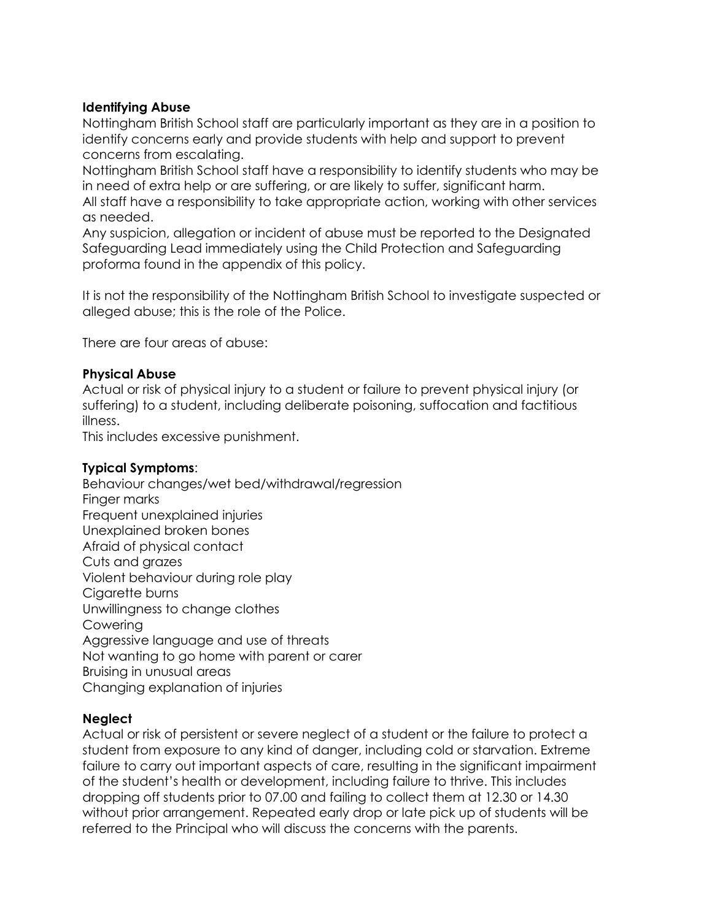**Identifying Abuse**

Nottingham British School staff are particularly important as they are in a position to identify concerns early and provide students with help and support to prevent concerns from escalating.

Nottingham British School staff have a responsibility to identify students who may be in need of extra help or are suffering, or are likely to suffer, significant harm.

All staff have a responsibility to take appropriate action, working with other services as needed.

Any suspicion, allegation or incident of abuse must be reported to the Designated Safeguarding Lead immediately using the Child Protection and Safeguarding proforma found in the appendix of this policy.

It is not the responsibility of the Nottingham British School to investigate suspected or alleged abuse; this is the role of the Police.

There are four areas of abuse:

**Physical Abuse**

Actual or risk of physical injury to a student or failure to prevent physical injury (or suffering) to a student, including deliberate poisoning, suffocation and factitious illness.

This includes excessive punishment.

**Typical Symptoms**:

Behaviour changes/wet bed/withdrawal/regression
Finger marks
Frequent unexplained injuries
Unexplained broken bones
Afraid of physical contact
Cuts and grazes
Violent behaviour during role play
Cigarette burns
Unwillingness to change clothes
Cowering
Aggressive language and use of threats
Not wanting to go home with parent or carer
Bruising in unusual areas
Changing explanation of injuries

**Neglect**

Actual or risk of persistent or severe neglect of a student or the failure to protect a student from exposure to any kind of danger, including cold or starvation. Extreme failure to carry out important aspects of care, resulting in the significant impairment of the student's health or development, including failure to thrive. This includes dropping off students prior to 07.00 and failing to collect them at 12.30 or 14.30 without prior arrangement. Repeated early drop or late pick up of students will be referred to the Principal who will discuss the concerns with the parents.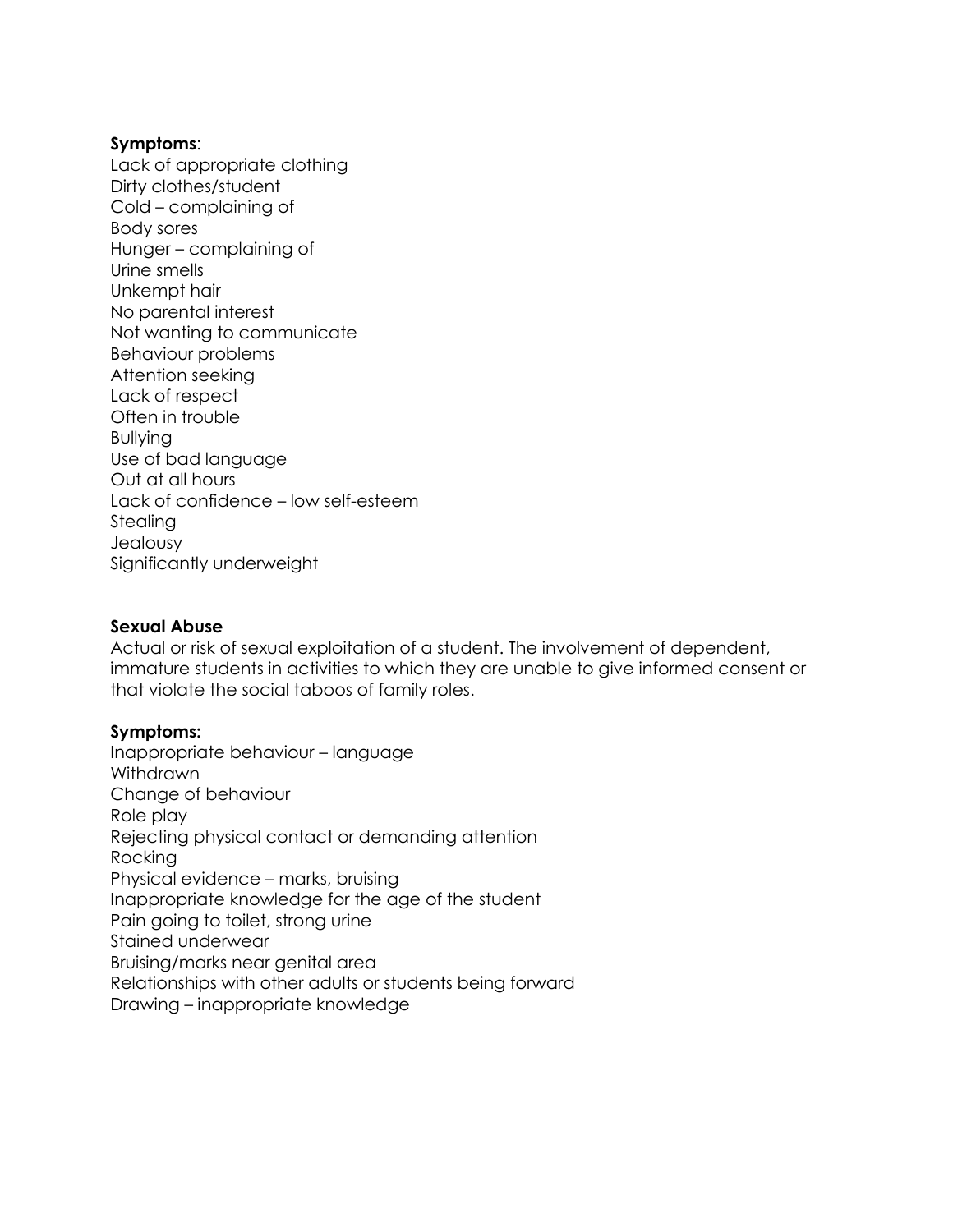**Symptoms**:

Lack of appropriate clothing
Dirty clothes/student
Cold – complaining of
Body sores
Hunger – complaining of
Urine smells
Unkempt hair
No parental interest
Not wanting to communicate
Behaviour problems
Attention seeking
Lack of respect
Often in trouble
Bullying
Use of bad language
Out at all hours
Lack of confidence – low self-esteem
Stealing
Jealousy
Significantly underweight

**Sexual Abuse**

Actual or risk of sexual exploitation of a student. The involvement of dependent, immature students in activities to which they are unable to give informed consent or that violate the social taboos of family roles.

**Symptoms:**

Inappropriate behaviour – language
Withdrawn
Change of behaviour
Role play
Rejecting physical contact or demanding attention
Rocking
Physical evidence – marks, bruising
Inappropriate knowledge for the age of the student
Pain going to toilet, strong urine
Stained underwear
Bruising/marks near genital area
Relationships with other adults or students being forward
Drawing – inappropriate knowledge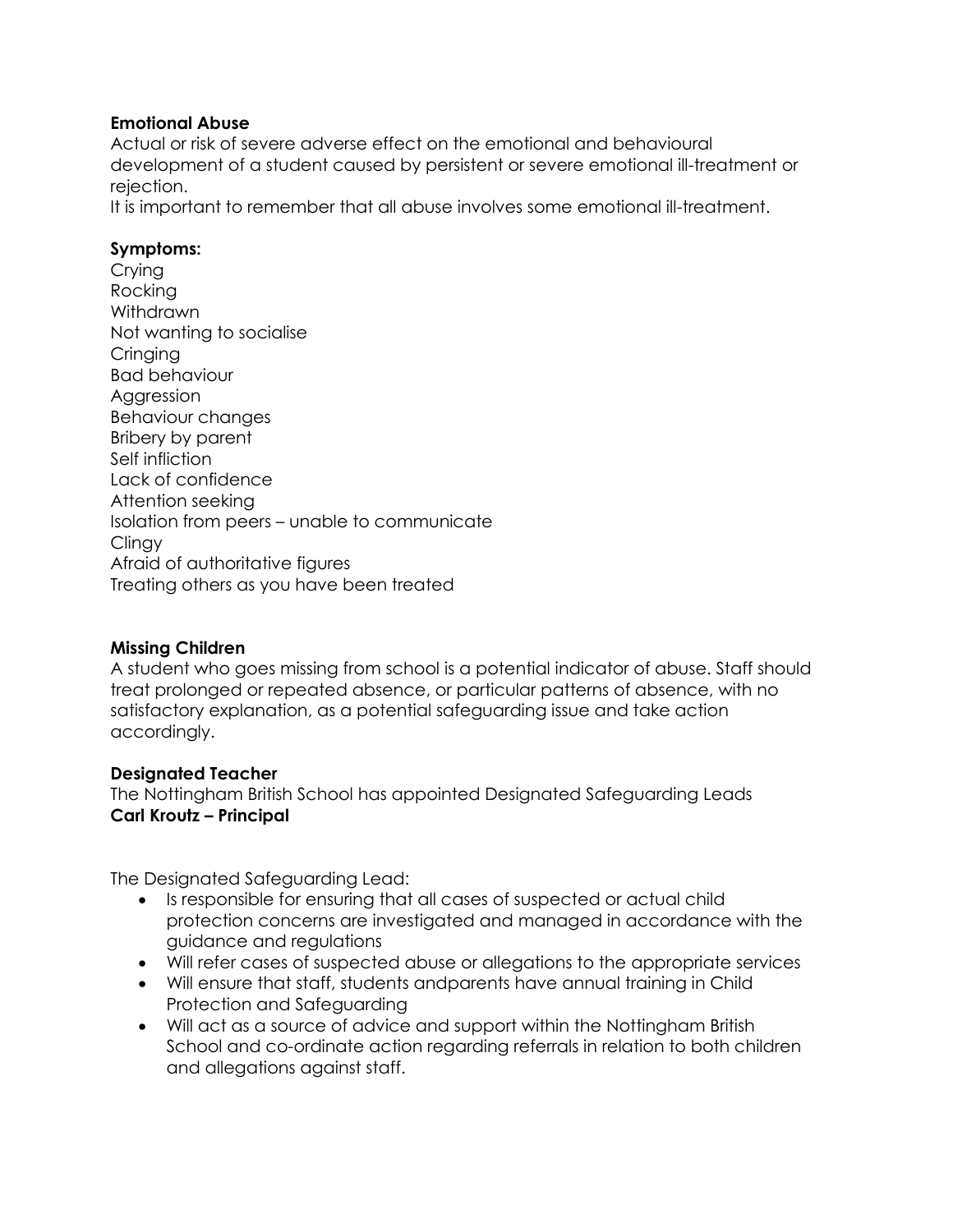**Emotional Abuse**

Actual or risk of severe adverse effect on the emotional and behavioural development of a student caused by persistent or severe emotional ill-treatment or rejection.

It is important to remember that all abuse involves some emotional ill-treatment.

**Symptoms:**

Crying
Rocking
Withdrawn
Not wanting to socialise
Cringing
Bad behaviour
Aggression
Behaviour changes
Bribery by parent
Self infliction
Lack of confidence
Attention seeking
Isolation from peers – unable to communicate
Clingy
Afraid of authoritative figures
Treating others as you have been treated

**Missing Children**

A student who goes missing from school is a potential indicator of abuse. Staff should treat prolonged or repeated absence, or particular patterns of absence, with no satisfactory explanation, as a potential safeguarding issue and take action accordingly.

**Designated Teacher**

The Nottingham British School has appointed Designated Safeguarding Leads
**Carl Kroutz – Principal**

The Designated Safeguarding Lead:

- Is responsible for ensuring that all cases of suspected or actual child protection concerns are investigated and managed in accordance with the guidance and regulations
- Will refer cases of suspected abuse or allegations to the appropriate services
- Will ensure that staff, students andparents have annual training in Child Protection and Safeguarding
- Will act as a source of advice and support within the Nottingham British School and co-ordinate action regarding referrals in relation to both children and allegations against staff.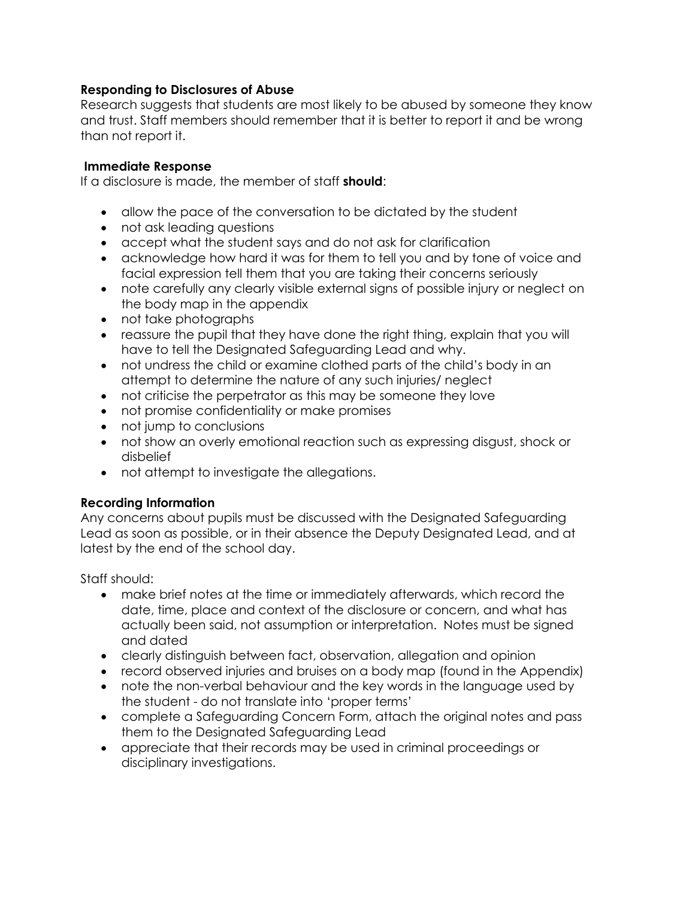**Responding to Disclosures of Abuse**

Research suggests that students are most likely to be abused by someone they know and trust. Staff members should remember that it is better to report it and be wrong than not report it.

**Immediate Response**

If a disclosure is made, the member of staff **should**:

- allow the pace of the conversation to be dictated by the student
- not ask leading questions
- accept what the student says and do not ask for clarification
- acknowledge how hard it was for them to tell you and by tone of voice and facial expression tell them that you are taking their concerns seriously
- note carefully any clearly visible external signs of possible injury or neglect on the body map in the appendix
- not take photographs
- reassure the pupil that they have done the right thing, explain that you will have to tell the Designated Safeguarding Lead and why.
- not undress the child or examine clothed parts of the child's body in an attempt to determine the nature of any such injuries/ neglect
- not criticise the perpetrator as this may be someone they love
- not promise confidentiality or make promises
- not jump to conclusions
- not show an overly emotional reaction such as expressing disgust, shock or disbelief
- not attempt to investigate the allegations.

**Recording Information**

Any concerns about pupils must be discussed with the Designated Safeguarding Lead as soon as possible, or in their absence the Deputy Designated Lead, and at latest by the end of the school day.

Staff should:

- make brief notes at the time or immediately afterwards, which record the date, time, place and context of the disclosure or concern, and what has actually been said, not assumption or interpretation. Notes must be signed and dated
- clearly distinguish between fact, observation, allegation and opinion
- record observed injuries and bruises on a body map (found in the Appendix)
- note the non-verbal behaviour and the key words in the language used by the student - do not translate into 'proper terms'
- complete a Safeguarding Concern Form, attach the original notes and pass them to the Designated Safeguarding Lead
- appreciate that their records may be used in criminal proceedings or disciplinary investigations.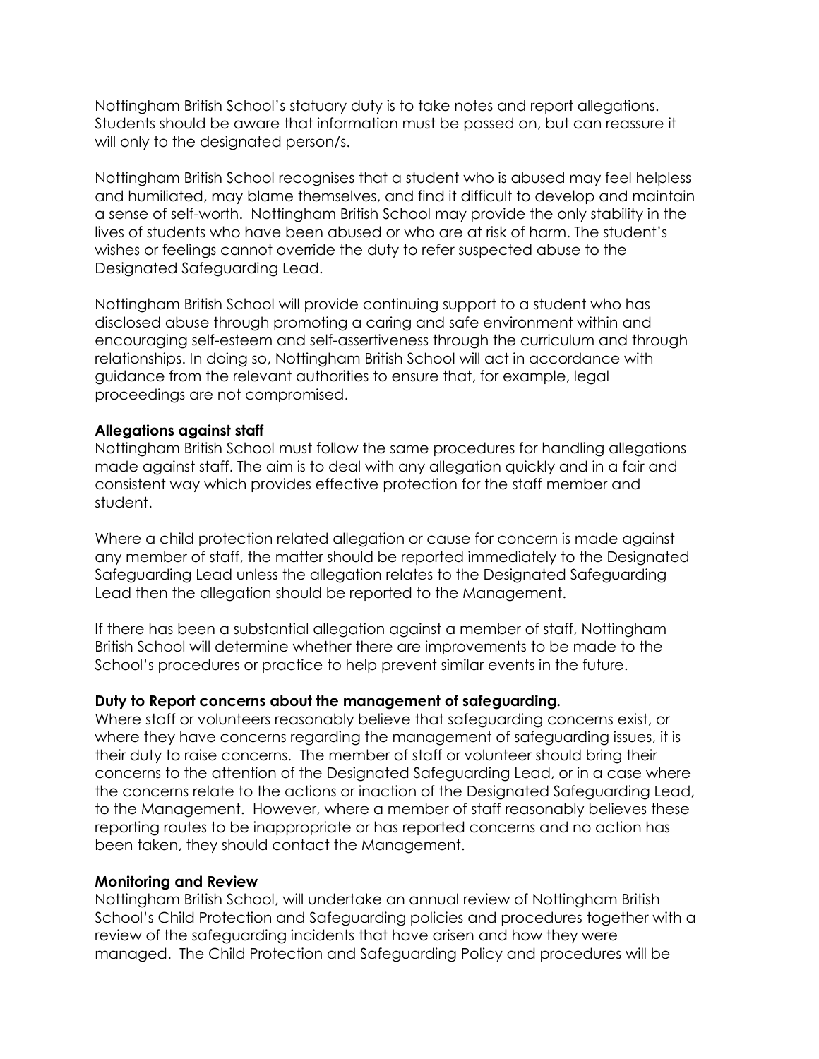Nottingham British School's statuary duty is to take notes and report allegations. Students should be aware that information must be passed on, but can reassure it will only to the designated person/s.

Nottingham British School recognises that a student who is abused may feel helpless and humiliated, may blame themselves, and find it difficult to develop and maintain a sense of self-worth. Nottingham British School may provide the only stability in the lives of students who have been abused or who are at risk of harm. The student's wishes or feelings cannot override the duty to refer suspected abuse to the Designated Safeguarding Lead.

Nottingham British School will provide continuing support to a student who has disclosed abuse through promoting a caring and safe environment within and encouraging self-esteem and self-assertiveness through the curriculum and through relationships. In doing so, Nottingham British School will act in accordance with guidance from the relevant authorities to ensure that, for example, legal proceedings are not compromised.

**Allegations against staff**

Nottingham British School must follow the same procedures for handling allegations made against staff. The aim is to deal with any allegation quickly and in a fair and consistent way which provides effective protection for the staff member and student.

Where a child protection related allegation or cause for concern is made against any member of staff, the matter should be reported immediately to the Designated Safeguarding Lead unless the allegation relates to the Designated Safeguarding Lead then the allegation should be reported to the Management.

If there has been a substantial allegation against a member of staff, Nottingham British School will determine whether there are improvements to be made to the School's procedures or practice to help prevent similar events in the future.

**Duty to Report concerns about the management of safeguarding.**

Where staff or volunteers reasonably believe that safeguarding concerns exist, or where they have concerns regarding the management of safeguarding issues, it is their duty to raise concerns. The member of staff or volunteer should bring their concerns to the attention of the Designated Safeguarding Lead, or in a case where the concerns relate to the actions or inaction of the Designated Safeguarding Lead, to the Management. However, where a member of staff reasonably believes these reporting routes to be inappropriate or has reported concerns and no action has been taken, they should contact the Management.

**Monitoring and Review**

Nottingham British School, will undertake an annual review of Nottingham British School's Child Protection and Safeguarding policies and procedures together with a review of the safeguarding incidents that have arisen and how they were managed. The Child Protection and Safeguarding Policy and procedures will be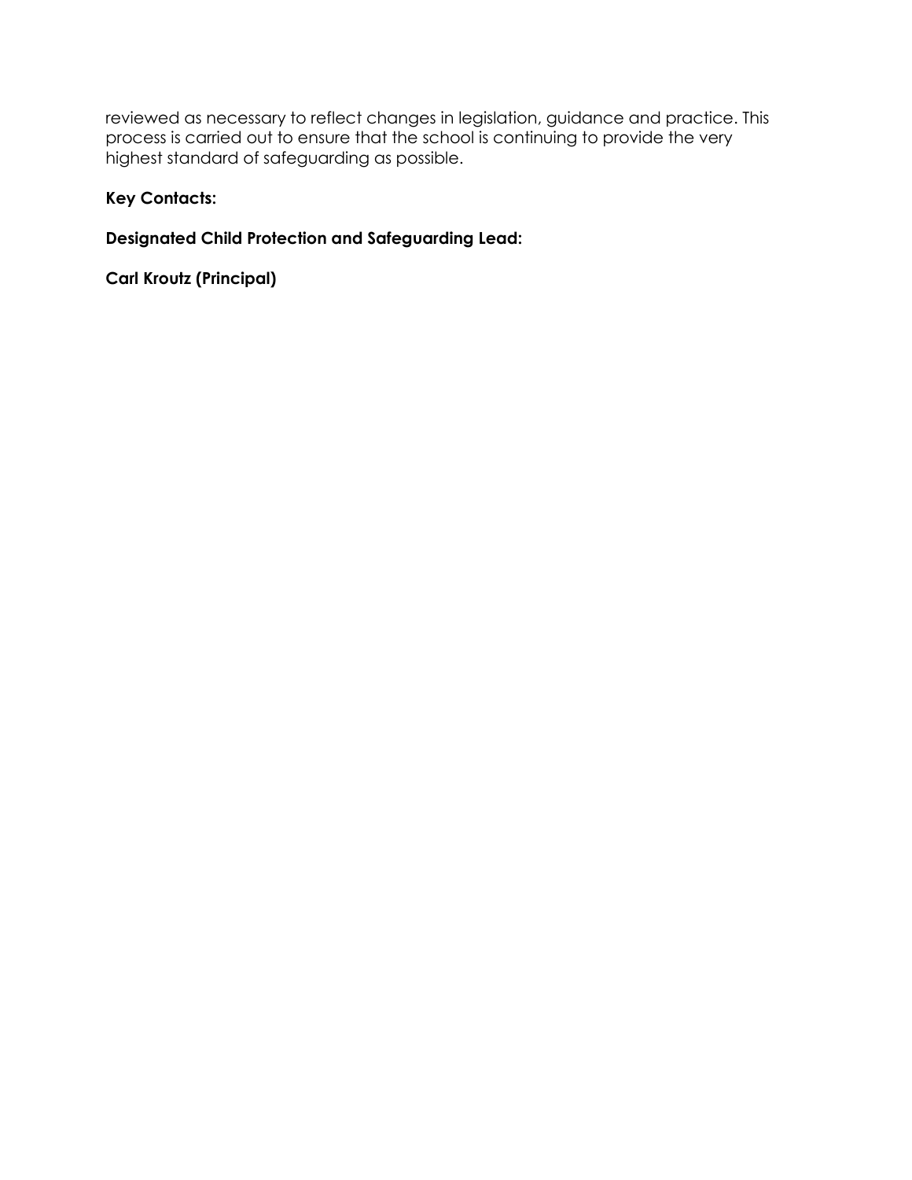reviewed as necessary to reflect changes in legislation, guidance and practice. This process is carried out to ensure that the school is continuing to provide the very highest standard of safeguarding as possible.

**Key Contacts:**

**Designated Child Protection and Safeguarding Lead:**

**Carl Kroutz (Principal)**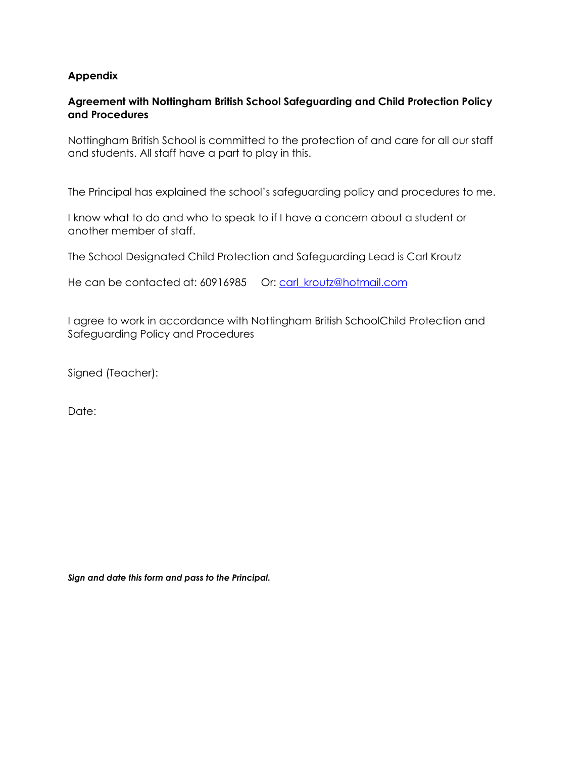## Appendix

### Agreement with Nottingham British School Safeguarding and Child Protection Policy and Procedures

Nottingham British School is committed to the protection of and care for all our staff and students. All staff have a part to play in this.

The Principal has explained the school's safeguarding policy and procedures to me.

I know what to do and who to speak to if I have a concern about a student or another member of staff.

The School Designated Child Protection and Safeguarding Lead is Carl Kroutz

He can be contacted at: 60916985 Or: carl_kroutz@hotmail.com

I agree to work in accordance with Nottingham British SchoolChild Protection and Safeguarding Policy and Procedures

Signed (Teacher):

Date:

***Sign and date this form and pass to the Principal.***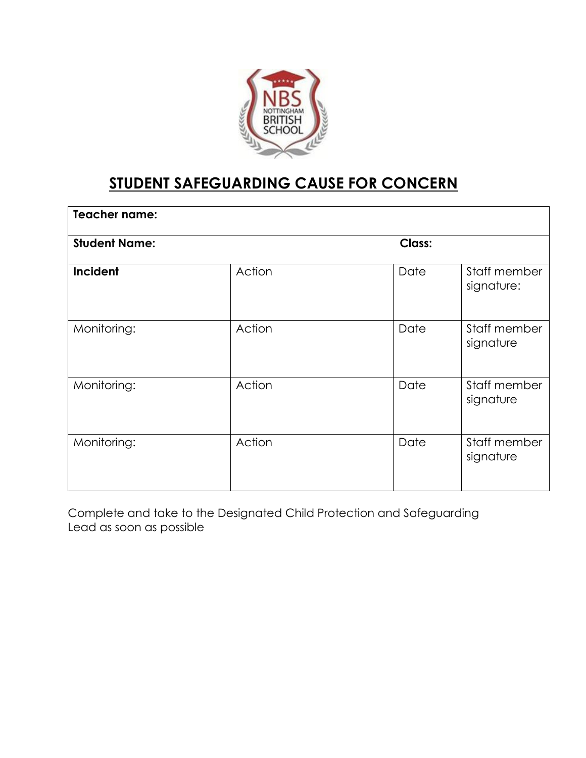## STUDENT SAFEGUARDING CAUSE FOR CONCERN

| | | | |
|---|---|---|---|
| **Teacher name:** | | | |
| **Student Name:** | | **Class:** | |
| **Incident** | Action | Date | Staff member signature: |
| Monitoring: | Action | Date | Staff member signature |
| Monitoring: | Action | Date | Staff member signature |
| Monitoring: | Action | Date | Staff member signature |

Complete and take to the Designated Child Protection and Safeguarding Lead as soon as possible